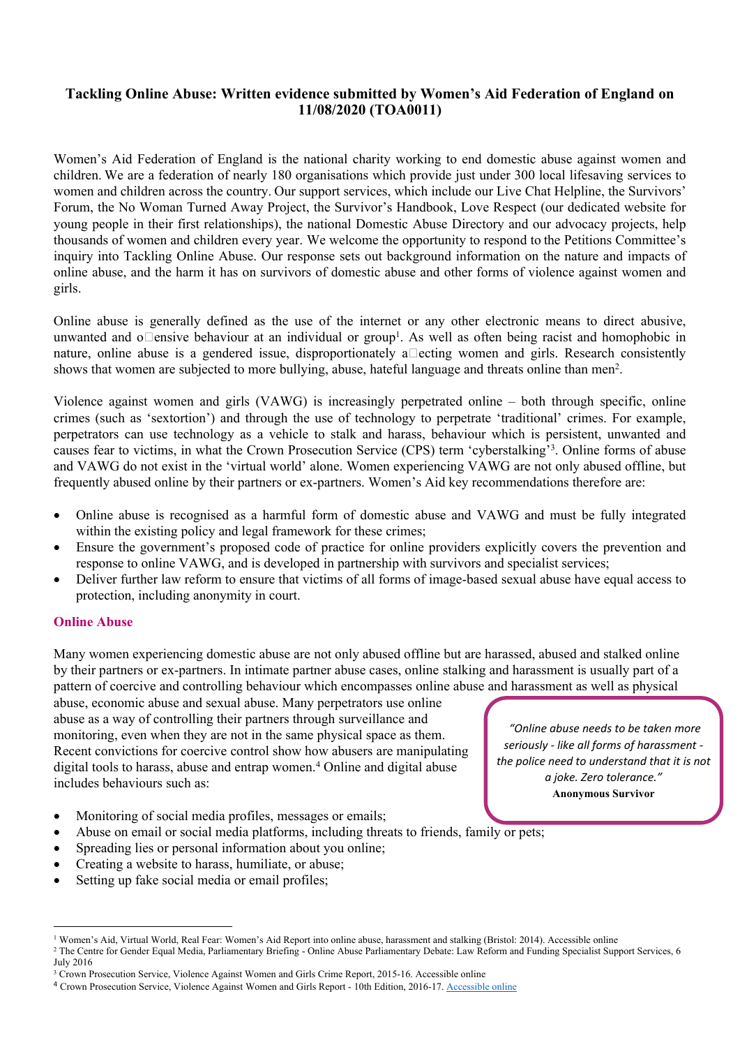**Tackling Online Abuse: Written evidence submitted by Women's Aid Federation of England on 11/08/2020 (TOA0011)**

Women's Aid Federation of England is the national charity working to end domestic abuse against women and children. We are a federation of nearly 180 organisations which provide just under 300 local lifesaving services to women and children across the country. Our support services, which include our Live Chat Helpline, the Survivors' Forum, the No Woman Turned Away Project, the Survivor's Handbook, Love Respect (our dedicated website for young people in their first relationships), the national Domestic Abuse Directory and our advocacy projects, help thousands of women and children every year. We welcome the opportunity to respond to the Petitions Committee's inquiry into Tackling Online Abuse. Our response sets out background information on the nature and impacts of online abuse, and the harm it has on survivors of domestic abuse and other forms of violence against women and girls.

Online abuse is generally defined as the use of the internet or any other electronic means to direct abusive, unwanted and offensive behaviour at an individual or group[1]. As well as often being racist and homophobic in nature, online abuse is a gendered issue, disproportionately affecting women and girls. Research consistently shows that women are subjected to more bullying, abuse, hateful language and threats online than men[2].

Violence against women and girls (VAWG) is increasingly perpetrated online – both through specific, online crimes (such as 'sextortion') and through the use of technology to perpetrate 'traditional' crimes. For example, perpetrators can use technology as a vehicle to stalk and harass, behaviour which is persistent, unwanted and causes fear to victims, in what the Crown Prosecution Service (CPS) term 'cyberstalking'[3]. Online forms of abuse and VAWG do not exist in the 'virtual world' alone. Women experiencing VAWG are not only abused offline, but frequently abused online by their partners or ex-partners. Women's Aid key recommendations therefore are:

- Online abuse is recognised as a harmful form of domestic abuse and VAWG and must be fully integrated within the existing policy and legal framework for these crimes;
- Ensure the government's proposed code of practice for online providers explicitly covers the prevention and response to online VAWG, and is developed in partnership with survivors and specialist services;
- Deliver further law reform to ensure that victims of all forms of image-based sexual abuse have equal access to protection, including anonymity in court.

## Online Abuse

Many women experiencing domestic abuse are not only abused offline but are harassed, abused and stalked online by their partners or ex-partners. In intimate partner abuse cases, online stalking and harassment is usually part of a pattern of coercive and controlling behaviour which encompasses online abuse and harassment as well as physical abuse, economic abuse and sexual abuse. Many perpetrators use online abuse as a way of controlling their partners through surveillance and monitoring, even when they are not in the same physical space as them. Recent convictions for coercive control show how abusers are manipulating digital tools to harass, abuse and entrap women.[4] Online and digital abuse includes behaviours such as:

> *"Online abuse needs to be taken more seriously - like all forms of harassment - the police need to understand that it is not a joke. Zero tolerance."*
> **Anonymous Survivor**

- Monitoring of social media profiles, messages or emails;
- Abuse on email or social media platforms, including threats to friends, family or pets;
- Spreading lies or personal information about you online;
- Creating a website to harass, humiliate, or abuse;
- Setting up fake social media or email profiles;

---

[1] Women's Aid, Virtual World, Real Fear: Women's Aid Report into online abuse, harassment and stalking (Bristol: 2014). Accessible online

[2] The Centre for Gender Equal Media, Parliamentary Briefing - Online Abuse Parliamentary Debate: Law Reform and Funding Specialist Support Services, 6 July 2016

[3] Crown Prosecution Service, Violence Against Women and Girls Crime Report, 2015-16. Accessible online

[4] Crown Prosecution Service, Violence Against Women and Girls Report - 10th Edition, 2016-17. Accessible online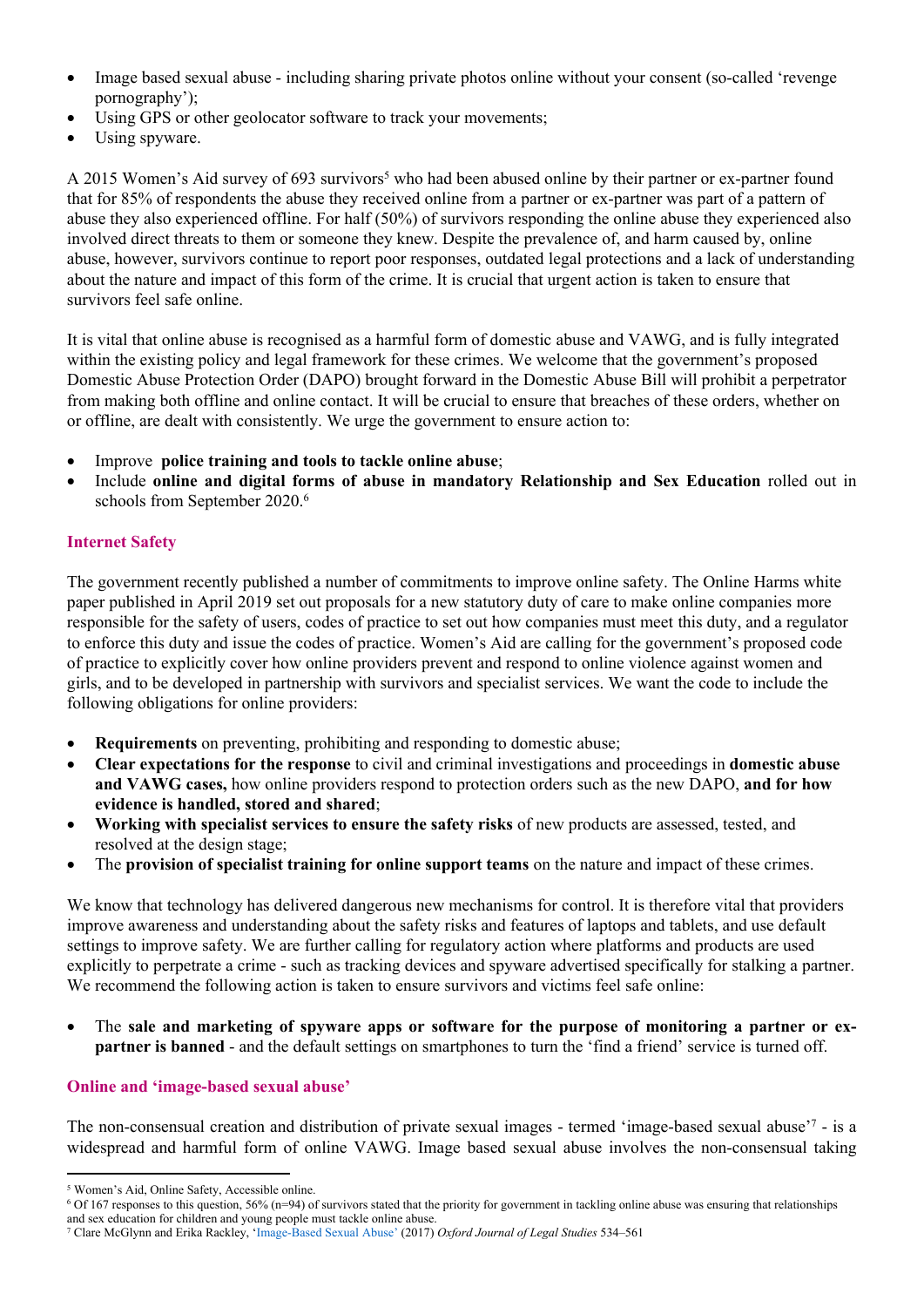- Image based sexual abuse - including sharing private photos online without your consent (so-called 'revenge pornography');
- Using GPS or other geolocator software to track your movements;
- Using spyware.

A 2015 Women's Aid survey of 693 survivors[5] who had been abused online by their partner or ex-partner found that for 85% of respondents the abuse they received online from a partner or ex-partner was part of a pattern of abuse they also experienced offline. For half (50%) of survivors responding the online abuse they experienced also involved direct threats to them or someone they knew. Despite the prevalence of, and harm caused by, online abuse, however, survivors continue to report poor responses, outdated legal protections and a lack of understanding about the nature and impact of this form of the crime. It is crucial that urgent action is taken to ensure that survivors feel safe online.

It is vital that online abuse is recognised as a harmful form of domestic abuse and VAWG, and is fully integrated within the existing policy and legal framework for these crimes. We welcome that the government's proposed Domestic Abuse Protection Order (DAPO) brought forward in the Domestic Abuse Bill will prohibit a perpetrator from making both offline and online contact. It will be crucial to ensure that breaches of these orders, whether on or offline, are dealt with consistently. We urge the government to ensure action to:

- Improve **police training and tools to tackle online abuse**;
- Include **online and digital forms of abuse in mandatory Relationship and Sex Education** rolled out in schools from September 2020.[6]

### Internet Safety

The government recently published a number of commitments to improve online safety. The Online Harms white paper published in April 2019 set out proposals for a new statutory duty of care to make online companies more responsible for the safety of users, codes of practice to set out how companies must meet this duty, and a regulator to enforce this duty and issue the codes of practice. Women's Aid are calling for the government's proposed code of practice to explicitly cover how online providers prevent and respond to online violence against women and girls, and to be developed in partnership with survivors and specialist services. We want the code to include the following obligations for online providers:

- **Requirements** on preventing, prohibiting and responding to domestic abuse;
- **Clear expectations for the response** to civil and criminal investigations and proceedings in **domestic abuse and VAWG cases,** how online providers respond to protection orders such as the new DAPO, **and for how evidence is handled, stored and shared**;
- **Working with specialist services to ensure the safety risks** of new products are assessed, tested, and resolved at the design stage;
- The **provision of specialist training for online support teams** on the nature and impact of these crimes.

We know that technology has delivered dangerous new mechanisms for control. It is therefore vital that providers improve awareness and understanding about the safety risks and features of laptops and tablets, and use default settings to improve safety. We are further calling for regulatory action where platforms and products are used explicitly to perpetrate a crime - such as tracking devices and spyware advertised specifically for stalking a partner. We recommend the following action is taken to ensure survivors and victims feel safe online:

- The **sale and marketing of spyware apps or software for the purpose of monitoring a partner or ex-partner is banned** - and the default settings on smartphones to turn the 'find a friend' service is turned off.

### Online and 'image-based sexual abuse'

The non-consensual creation and distribution of private sexual images - termed 'image-based sexual abuse'[7] - is a widespread and harmful form of online VAWG. Image based sexual abuse involves the non-consensual taking

---

[5] Women's Aid, Online Safety, Accessible online.

[6] Of 167 responses to this question, 56% (n=94) of survivors stated that the priority for government in tackling online abuse was ensuring that relationships and sex education for children and young people must tackle online abuse.

[7] Clare McGlynn and Erika Rackley, 'Image-Based Sexual Abuse' (2017) *Oxford Journal of Legal Studies* 534–561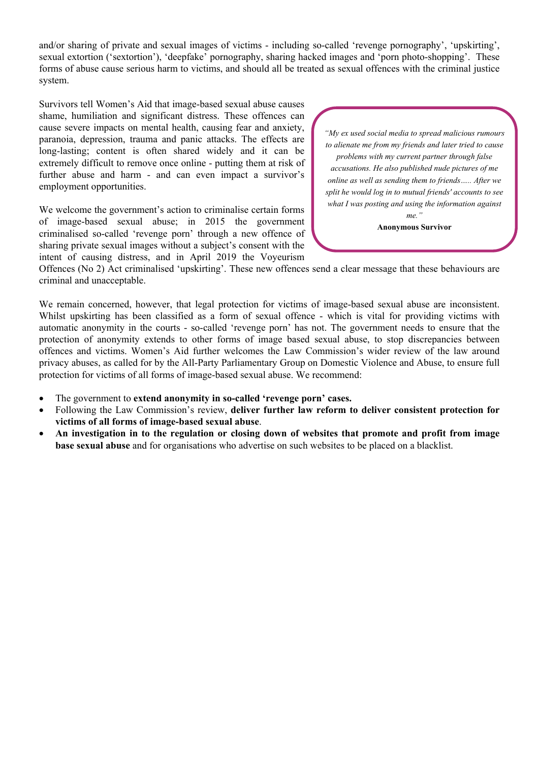and/or sharing of private and sexual images of victims - including so-called 'revenge pornography', 'upskirting', sexual extortion ('sextortion'), 'deepfake' pornography, sharing hacked images and 'porn photo-shopping'. These forms of abuse cause serious harm to victims, and should all be treated as sexual offences with the criminal justice system.

Survivors tell Women's Aid that image-based sexual abuse causes shame, humiliation and significant distress. These offences can cause severe impacts on mental health, causing fear and anxiety, paranoia, depression, trauma and panic attacks. The effects are long-lasting; content is often shared widely and it can be extremely difficult to remove once online - putting them at risk of further abuse and harm - and can even impact a survivor's employment opportunities.

> *"My ex used social media to spread malicious rumours to alienate me from my friends and later tried to cause problems with my current partner through false accusations. He also published nude pictures of me online as well as sending them to friends….. After we split he would log in to mutual friends' accounts to see what I was posting and using the information against me."*
>
> **Anonymous Survivor**

We welcome the government's action to criminalise certain forms of image-based sexual abuse; in 2015 the government criminalised so-called 'revenge porn' through a new offence of sharing private sexual images without a subject's consent with the intent of causing distress, and in April 2019 the Voyeurism Offences (No 2) Act criminalised 'upskirting'. These new offences send a clear message that these behaviours are criminal and unacceptable.

We remain concerned, however, that legal protection for victims of image-based sexual abuse are inconsistent. Whilst upskirting has been classified as a form of sexual offence - which is vital for providing victims with automatic anonymity in the courts - so-called 'revenge porn' has not. The government needs to ensure that the protection of anonymity extends to other forms of image based sexual abuse, to stop discrepancies between offences and victims. Women's Aid further welcomes the Law Commission's wider review of the law around privacy abuses, as called for by the All-Party Parliamentary Group on Domestic Violence and Abuse, to ensure full protection for victims of all forms of image-based sexual abuse. We recommend:

- The government to **extend anonymity in so-called 'revenge porn' cases.**
- Following the Law Commission's review, **deliver further law reform to deliver consistent protection for victims of all forms of image-based sexual abuse**.
- **An investigation in to the regulation or closing down of websites that promote and profit from image base sexual abuse** and for organisations who advertise on such websites to be placed on a blacklist.